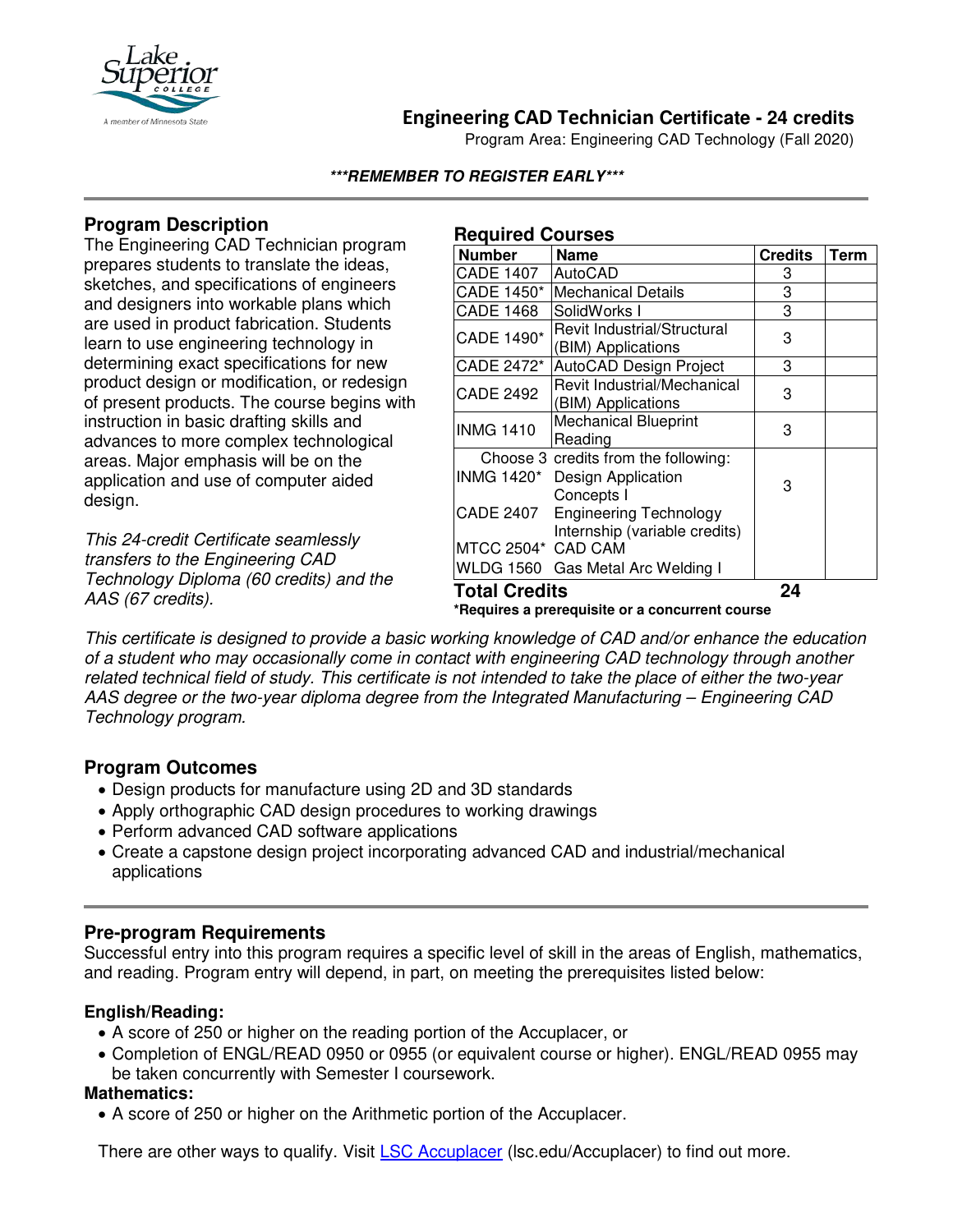# Engineering CAD Technician Certificate - 24 credits

Program Area: Engineering CAD Technology (Fall 2020)

***REMEMBER TO REGISTER EARLY***

## Program Description

The Engineering CAD Technician program prepares students to translate the ideas, sketches, and specifications of engineers and designers into workable plans which are used in product fabrication. Students learn to use engineering technology in determining exact specifications for new product design or modification, or redesign of present products. The course begins with instruction in basic drafting skills and advances to more complex technological areas. Major emphasis will be on the application and use of computer aided design.

*This 24-credit Certificate seamlessly transfers to the Engineering CAD Technology Diploma (60 credits) and the AAS (67 credits).*

## Required Courses

| Number | Name | Credits | Term |
|---|---|---|---|
| CADE 1407 | AutoCAD | 3 | |
| CADE 1450* | Mechanical Details | 3 | |
| CADE 1468 | SolidWorks I | 3 | |
| CADE 1490* | Revit Industrial/Structural (BIM) Applications | 3 | |
| CADE 2472* | AutoCAD Design Project | 3 | |
| CADE 2492 | Revit Industrial/Mechanical (BIM) Applications | 3 | |
| INMG 1410 | Mechanical Blueprint Reading | 3 | |
| Choose 3 credits from the following: | | 3 | |
| INMG 1420* | Design Application Concepts I | | |
| CADE 2407 | Engineering Technology Internship (variable credits) | | |
| MTCC 2504* | CAD CAM | | |
| WLDG 1560 | Gas Metal Arc Welding I | | |
| **Total Credits** | | **24** | |

**\*Requires a prerequisite or a concurrent course**

*This certificate is designed to provide a basic working knowledge of CAD and/or enhance the education of a student who may occasionally come in contact with engineering CAD technology through another related technical field of study. This certificate is not intended to take the place of either the two-year AAS degree or the two-year diploma degree from the Integrated Manufacturing – Engineering CAD Technology program.*

## Program Outcomes

- Design products for manufacture using 2D and 3D standards
- Apply orthographic CAD design procedures to working drawings
- Perform advanced CAD software applications
- Create a capstone design project incorporating advanced CAD and industrial/mechanical applications

## Pre-program Requirements

Successful entry into this program requires a specific level of skill in the areas of English, mathematics, and reading. Program entry will depend, in part, on meeting the prerequisites listed below:

### English/Reading:

- A score of 250 or higher on the reading portion of the Accuplacer, or
- Completion of ENGL/READ 0950 or 0955 (or equivalent course or higher). ENGL/READ 0955 may be taken concurrently with Semester I coursework.

### Mathematics:

- A score of 250 or higher on the Arithmetic portion of the Accuplacer.

There are other ways to qualify. Visit LSC Accuplacer (lsc.edu/Accuplacer) to find out more.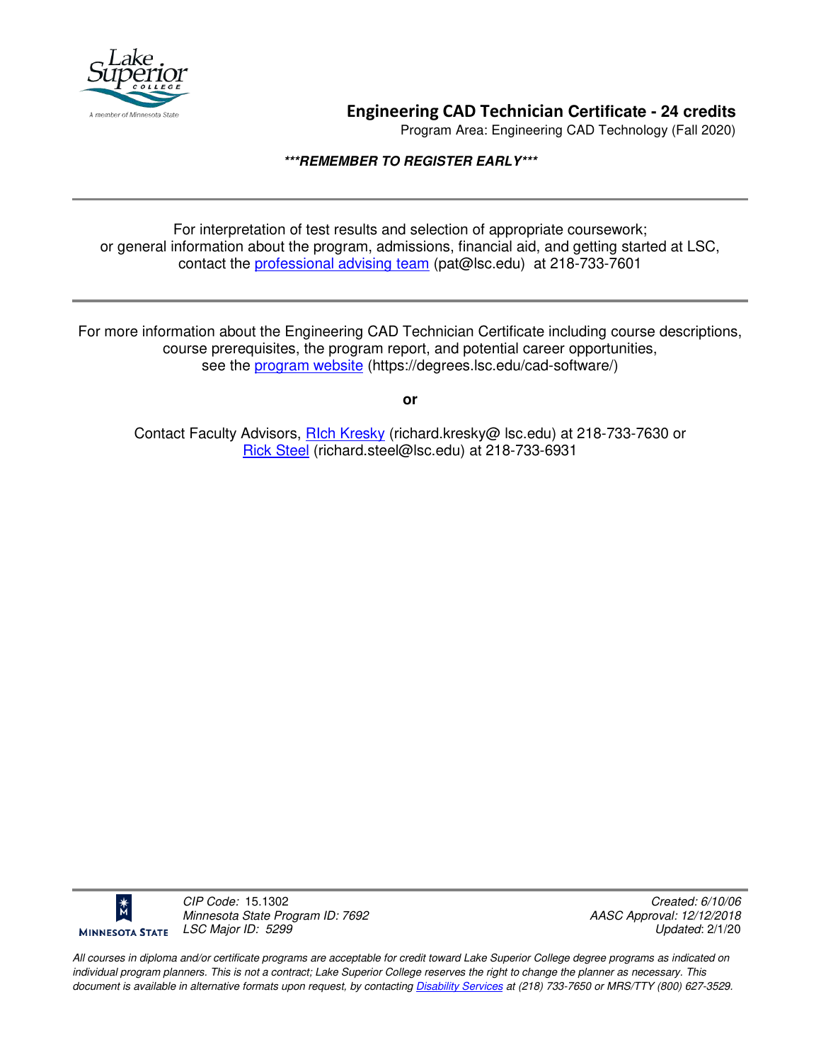# Engineering CAD Technician Certificate - 24 credits

Program Area: Engineering CAD Technology (Fall 2020)

***\*REMEMBER TO REGISTER EARLY\****

---

For interpretation of test results and selection of appropriate coursework; or general information about the program, admissions, financial aid, and getting started at LSC, contact the professional advising team (pat@lsc.edu) at 218-733-7601

---

For more information about the Engineering CAD Technician Certificate including course descriptions, course prerequisites, the program report, and potential career opportunities, see the program website (https://degrees.lsc.edu/cad-software/)

**or**

Contact Faculty Advisors, RIch Kresky (richard.kresky@ lsc.edu) at 218-733-7630 or Rick Steel (richard.steel@lsc.edu) at 218-733-6931

---

*CIP Code:* 15.1302
*Minnesota State Program ID: 7692*
*LSC Major ID: 5299*

*Created: 6/10/06*
*AASC Approval: 12/12/2018*
*Updated*: 2/1/20

*All courses in diploma and/or certificate programs are acceptable for credit toward Lake Superior College degree programs as indicated on individual program planners. This is not a contract; Lake Superior College reserves the right to change the planner as necessary. This document is available in alternative formats upon request, by contacting Disability Services at (218) 733-7650 or MRS/TTY (800) 627-3529.*